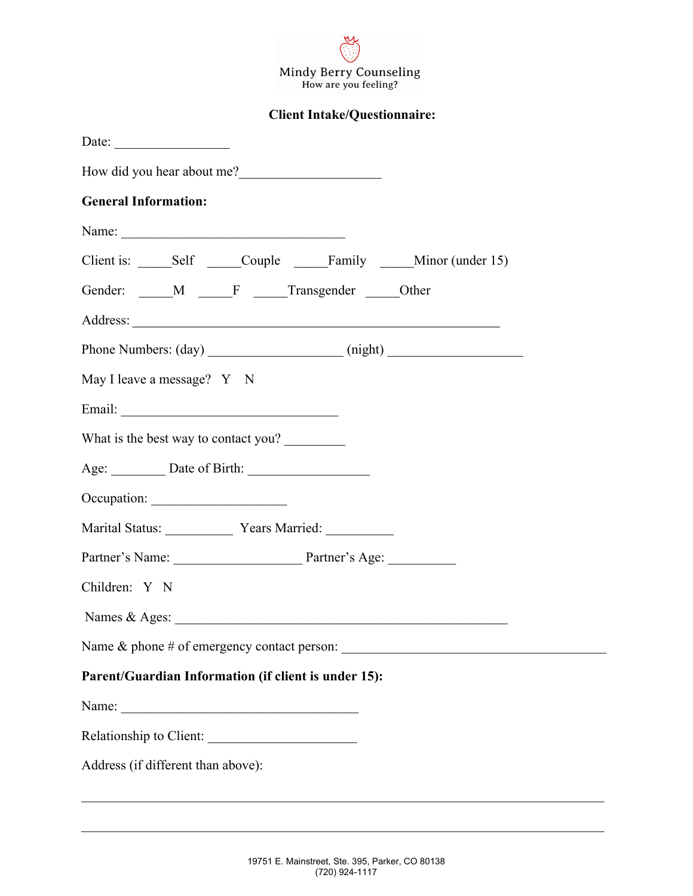Mindy Berry Counseling
How are you feeling?

## Client Intake/Questionnaire:

Date: _________________

How did you hear about me?_____________________

**General Information:**

Name: _________________________________

Client is: _____Self _____Couple _____Family _____Minor (under 15)

Gender: _____M _____F _____Transgender _____Other

Address: ______________________________________________________

Phone Numbers: (day) ____________________ (night) ____________________

May I leave a message? Y N

Email: ________________________________

What is the best way to contact you? _________

Age: ________ Date of Birth: __________________

Occupation: ____________________

Marital Status: __________ Years Married: __________

Partner's Name: ___________________ Partner's Age: __________

Children: Y N

Names & Ages: _________________________________________________

Name & phone # of emergency contact person: _______________________________________

**Parent/Guardian Information (if client is under 15):**

Name: ___________________________________

Relationship to Client: ______________________

Address (if different than above):

_____________________________________________________________________________

_____________________________________________________________________________

19751 E. Mainstreet, Ste. 395, Parker, CO 80138
(720) 924-1117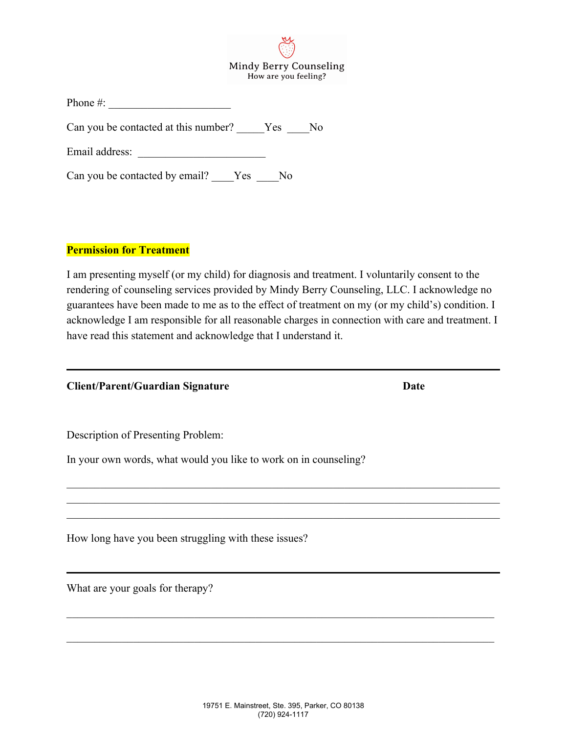Mindy Berry Counseling
How are you feeling?

Phone #: ______________________

Can you be contacted at this number? _____Yes ____No

Email address: ______________________

Can you be contacted by email? ____Yes ____No

**Permission for Treatment**

I am presenting myself (or my child) for diagnosis and treatment. I voluntarily consent to the rendering of counseling services provided by Mindy Berry Counseling, LLC. I acknowledge no guarantees have been made to me as to the effect of treatment on my (or my child's) condition. I acknowledge I am responsible for all reasonable charges in connection with care and treatment. I have read this statement and acknowledge that I understand it.

______________________________________________________________________

**Client/Parent/Guardian Signature** **Date**

Description of Presenting Problem:

In your own words, what would you like to work on in counseling?

______________________________________________________________________

______________________________________________________________________

______________________________________________________________________

How long have you been struggling with these issues?

______________________________________________________________________

What are your goals for therapy?

______________________________________________________________________

______________________________________________________________________

19751 E. Mainstreet, Ste. 395, Parker, CO 80138
(720) 924-1117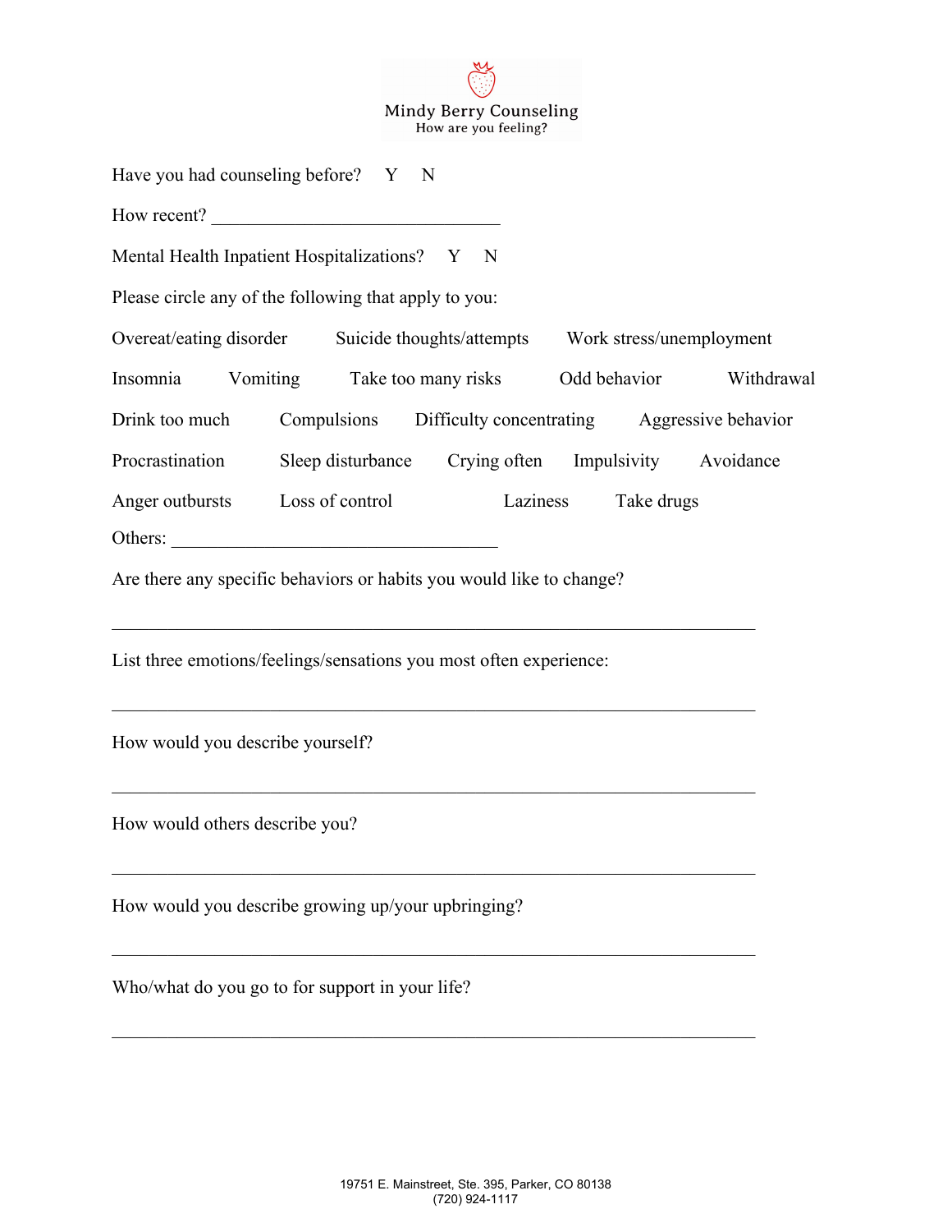Mindy Berry Counseling
How are you feeling?

Have you had counseling before? Y N

How recent? ______________________________

Mental Health Inpatient Hospitalizations? Y N

Please circle any of the following that apply to you:

| | | | | |
|---|---|---|---|---|
| Overeat/eating disorder | Suicide thoughts/attempts | Work stress/unemployment | | |
| Insomnia | Vomiting | Take too many risks | Odd behavior | Withdrawal |
| Drink too much | Compulsions | Difficulty concentrating | Aggressive behavior | |
| Procrastination | Sleep disturbance | Crying often | Impulsivity | Avoidance |
| Anger outbursts | Loss of control | Laziness | Take drugs | |

Others: ______________________________

Are there any specific behaviors or habits you would like to change?

______________________________________________________________________

List three emotions/feelings/sensations you most often experience:

______________________________________________________________________

How would you describe yourself?

______________________________________________________________________

How would others describe you?

______________________________________________________________________

How would you describe growing up/your upbringing?

______________________________________________________________________

Who/what do you go to for support in your life?

______________________________________________________________________

19751 E. Mainstreet, Ste. 395, Parker, CO 80138
(720) 924-1117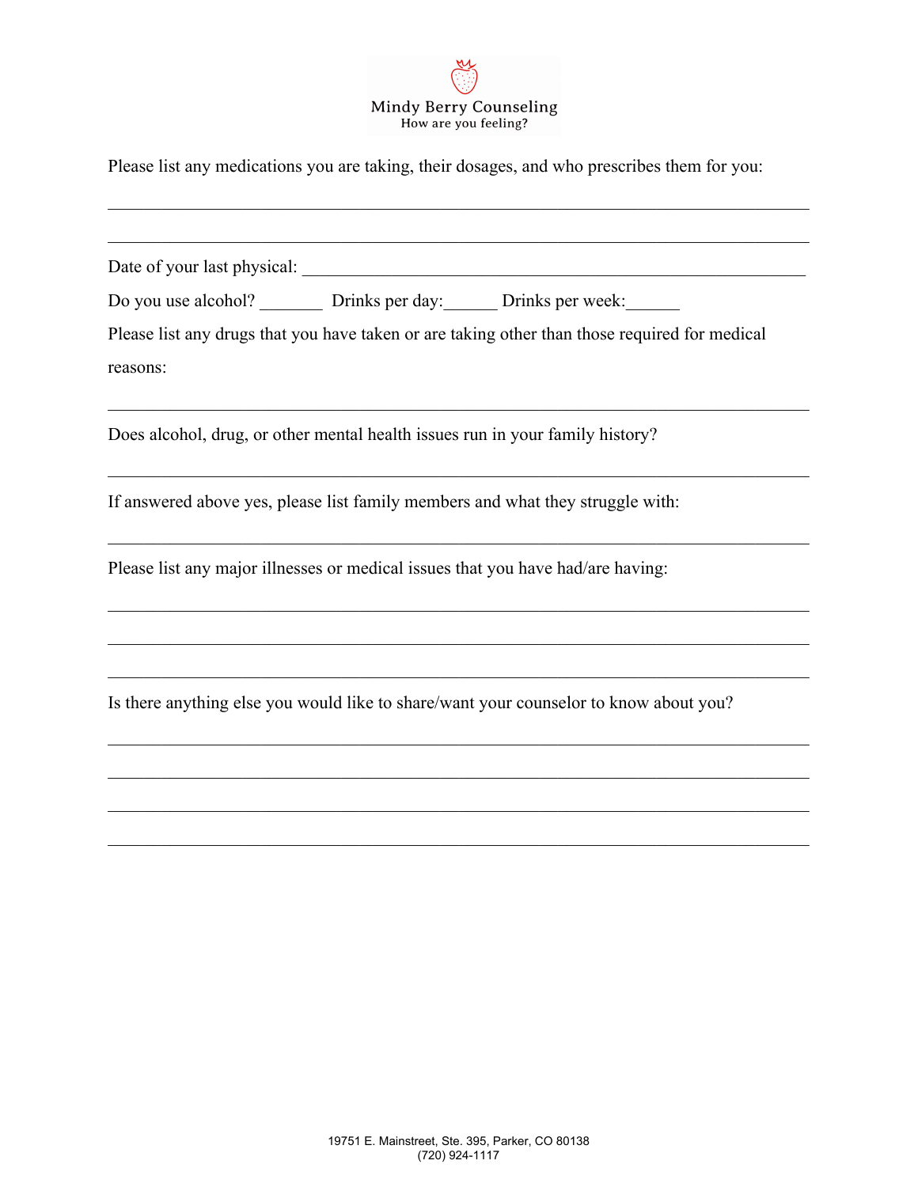Mindy Berry Counseling
How are you feeling?

Please list any medications you are taking, their dosages, and who prescribes them for you:

\_\_\_\_\_\_\_\_\_\_\_\_\_\_\_\_\_\_\_\_\_\_\_\_\_\_\_\_\_\_\_\_\_\_\_\_\_\_\_\_\_\_\_\_\_\_\_\_\_\_\_\_\_\_\_\_\_\_\_\_\_\_\_\_\_\_\_\_\_\_\_\_

\_\_\_\_\_\_\_\_\_\_\_\_\_\_\_\_\_\_\_\_\_\_\_\_\_\_\_\_\_\_\_\_\_\_\_\_\_\_\_\_\_\_\_\_\_\_\_\_\_\_\_\_\_\_\_\_\_\_\_\_\_\_\_\_\_\_\_\_\_\_\_\_

Date of your last physical: \_\_\_\_\_\_\_\_\_\_\_\_\_\_\_\_\_\_\_\_\_\_\_\_\_\_\_\_\_\_\_\_\_\_\_\_\_\_\_\_\_\_\_\_\_\_\_\_\_\_

Do you use alcohol? \_\_\_\_\_\_\_ Drinks per day:\_\_\_\_\_\_ Drinks per week:\_\_\_\_\_\_

Please list any drugs that you have taken or are taking other than those required for medical reasons:

\_\_\_\_\_\_\_\_\_\_\_\_\_\_\_\_\_\_\_\_\_\_\_\_\_\_\_\_\_\_\_\_\_\_\_\_\_\_\_\_\_\_\_\_\_\_\_\_\_\_\_\_\_\_\_\_\_\_\_\_\_\_\_\_\_\_\_\_\_\_\_\_

Does alcohol, drug, or other mental health issues run in your family history?

\_\_\_\_\_\_\_\_\_\_\_\_\_\_\_\_\_\_\_\_\_\_\_\_\_\_\_\_\_\_\_\_\_\_\_\_\_\_\_\_\_\_\_\_\_\_\_\_\_\_\_\_\_\_\_\_\_\_\_\_\_\_\_\_\_\_\_\_\_\_\_\_

If answered above yes, please list family members and what they struggle with:

\_\_\_\_\_\_\_\_\_\_\_\_\_\_\_\_\_\_\_\_\_\_\_\_\_\_\_\_\_\_\_\_\_\_\_\_\_\_\_\_\_\_\_\_\_\_\_\_\_\_\_\_\_\_\_\_\_\_\_\_\_\_\_\_\_\_\_\_\_\_\_\_

Please list any major illnesses or medical issues that you have had/are having:

\_\_\_\_\_\_\_\_\_\_\_\_\_\_\_\_\_\_\_\_\_\_\_\_\_\_\_\_\_\_\_\_\_\_\_\_\_\_\_\_\_\_\_\_\_\_\_\_\_\_\_\_\_\_\_\_\_\_\_\_\_\_\_\_\_\_\_\_\_\_\_\_

\_\_\_\_\_\_\_\_\_\_\_\_\_\_\_\_\_\_\_\_\_\_\_\_\_\_\_\_\_\_\_\_\_\_\_\_\_\_\_\_\_\_\_\_\_\_\_\_\_\_\_\_\_\_\_\_\_\_\_\_\_\_\_\_\_\_\_\_\_\_\_\_

\_\_\_\_\_\_\_\_\_\_\_\_\_\_\_\_\_\_\_\_\_\_\_\_\_\_\_\_\_\_\_\_\_\_\_\_\_\_\_\_\_\_\_\_\_\_\_\_\_\_\_\_\_\_\_\_\_\_\_\_\_\_\_\_\_\_\_\_\_\_\_\_

Is there anything else you would like to share/want your counselor to know about you?

\_\_\_\_\_\_\_\_\_\_\_\_\_\_\_\_\_\_\_\_\_\_\_\_\_\_\_\_\_\_\_\_\_\_\_\_\_\_\_\_\_\_\_\_\_\_\_\_\_\_\_\_\_\_\_\_\_\_\_\_\_\_\_\_\_\_\_\_\_\_\_\_

\_\_\_\_\_\_\_\_\_\_\_\_\_\_\_\_\_\_\_\_\_\_\_\_\_\_\_\_\_\_\_\_\_\_\_\_\_\_\_\_\_\_\_\_\_\_\_\_\_\_\_\_\_\_\_\_\_\_\_\_\_\_\_\_\_\_\_\_\_\_\_\_

\_\_\_\_\_\_\_\_\_\_\_\_\_\_\_\_\_\_\_\_\_\_\_\_\_\_\_\_\_\_\_\_\_\_\_\_\_\_\_\_\_\_\_\_\_\_\_\_\_\_\_\_\_\_\_\_\_\_\_\_\_\_\_\_\_\_\_\_\_\_\_\_

\_\_\_\_\_\_\_\_\_\_\_\_\_\_\_\_\_\_\_\_\_\_\_\_\_\_\_\_\_\_\_\_\_\_\_\_\_\_\_\_\_\_\_\_\_\_\_\_\_\_\_\_\_\_\_\_\_\_\_\_\_\_\_\_\_\_\_\_\_\_\_\_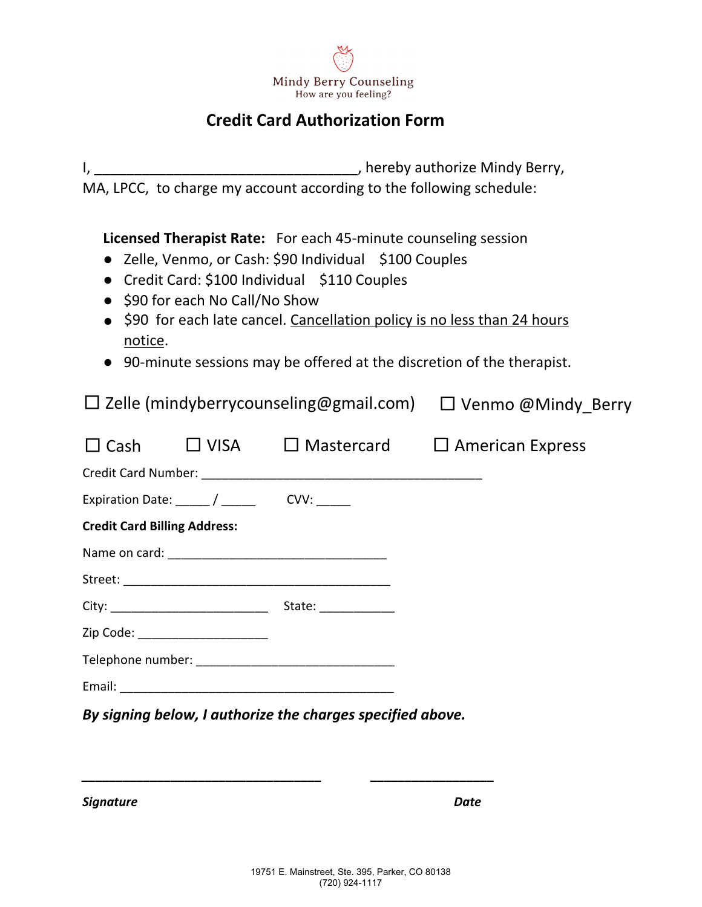Mindy Berry Counseling
How are you feeling?

# Credit Card Authorization Form

I, ___________________________________, hereby authorize Mindy Berry, MA, LPCC, to charge my account according to the following schedule:

**Licensed Therapist Rate:** For each 45-minute counseling session

- Zelle, Venmo, or Cash: $90 Individual $100 Couples
- Credit Card: $100 Individual $110 Couples
- $90 for each No Call/No Show
- $90 for each late cancel. Cancellation policy is no less than 24 hours notice.
- 90-minute sessions may be offered at the discretion of the therapist.

☐ Zelle (mindyberrycounseling@gmail.com) ☐ Venmo @Mindy_Berry

☐ Cash ☐ VISA ☐ Mastercard ☐ American Express

Credit Card Number: ________________________________________

Expiration Date: _____ / _____ CVV: _____

**Credit Card Billing Address:**

Name on card: ________________________________

Street: ________________________________________

City: _______________________ State: ___________

Zip Code: ___________________

Telephone number: _____________________________

Email: ________________________________________

***By signing below, I authorize the charges specified above.***

___________________________________ __________________

***Signature*** ***Date***

19751 E. Mainstreet, Ste. 395, Parker, CO 80138
(720) 924-1117